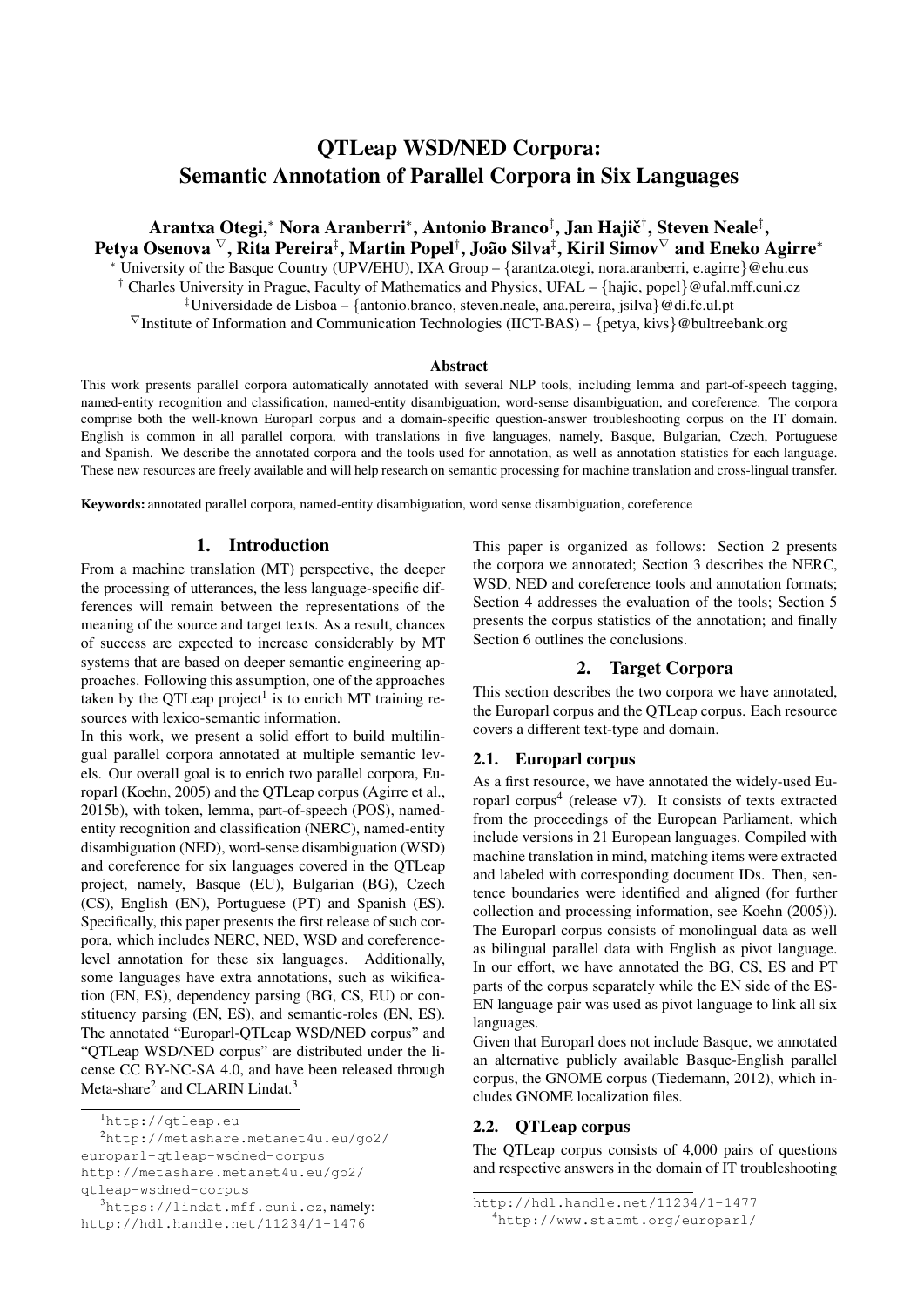# QTLeap WSD/NED Corpora: Semantic Annotation of Parallel Corpora in Six Languages

**Arantxa Otegi,[*] Nora Aranberri[*], Antonio Branco[‡], Jan Hajič[†], Steven Neale[‡], Petya Osenova [∇], Rita Pereira[‡], Martin Popel[†], João Silva[‡], Kiril Simov[∇] and Eneko Agirre[*]**

[*] University of the Basque Country (UPV/EHU), IXA Group – {arantza.otegi, nora.aranberri, e.agirre}@ehu.eus

[†] Charles University in Prague, Faculty of Mathematics and Physics, UFAL – {hajic, popel}@ufal.mff.cuni.cz

[‡] Universidade de Lisboa – {antonio.branco, steven.neale, ana.pereira, jsilva}@di.fc.ul.pt

[∇] Institute of Information and Communication Technologies (IICT-BAS) – {petya, kivs}@bultreebank.org

### Abstract

This work presents parallel corpora automatically annotated with several NLP tools, including lemma and part-of-speech tagging, named-entity recognition and classification, named-entity disambiguation, word-sense disambiguation, and coreference. The corpora comprise both the well-known Europarl corpus and a domain-specific question-answer troubleshooting corpus on the IT domain. English is common in all parallel corpora, with translations in five languages, namely, Basque, Bulgarian, Czech, Portuguese and Spanish. We describe the annotated corpora and the tools used for annotation, as well as annotation statistics for each language. These new resources are freely available and will help research on semantic processing for machine translation and cross-lingual transfer.

**Keywords:** annotated parallel corpora, named-entity disambiguation, word sense disambiguation, coreference

## 1. Introduction

From a machine translation (MT) perspective, the deeper the processing of utterances, the less language-specific differences will remain between the representations of the meaning of the source and target texts. As a result, chances of success are expected to increase considerably by MT systems that are based on deeper semantic engineering approaches. Following this assumption, one of the approaches taken by the QTLeap project[1] is to enrich MT training resources with lexico-semantic information.

In this work, we present a solid effort to build multilingual parallel corpora annotated at multiple semantic levels. Our overall goal is to enrich two parallel corpora, Europarl (Koehn, 2005) and the QTLeap corpus (Agirre et al., 2015b), with token, lemma, part-of-speech (POS), named-entity recognition and classification (NERC), named-entity disambiguation (NED), word-sense disambiguation (WSD) and coreference for six languages covered in the QTLeap project, namely, Basque (EU), Bulgarian (BG), Czech (CS), English (EN), Portuguese (PT) and Spanish (ES). Specifically, this paper presents the first release of such corpora, which includes NERC, NED, WSD and coreference-level annotation for these six languages. Additionally, some languages have extra annotations, such as wikification (EN, ES), dependency parsing (BG, CS, EU) or constituency parsing (EN, ES), and semantic-roles (EN, ES). The annotated "Europarl-QTLeap WSD/NED corpus" and "QTLeap WSD/NED corpus" are distributed under the license CC BY-NC-SA 4.0, and have been released through Meta-share[2] and CLARIN Lindat.[3]

This paper is organized as follows: Section 2 presents the corpora we annotated; Section 3 describes the NERC, WSD, NED and coreference tools and annotation formats; Section 4 addresses the evaluation of the tools; Section 5 presents the corpus statistics of the annotation; and finally Section 6 outlines the conclusions.

## 2. Target Corpora

This section describes the two corpora we have annotated, the Europarl corpus and the QTLeap corpus. Each resource covers a different text-type and domain.

### 2.1. Europarl corpus

As a first resource, we have annotated the widely-used Europarl corpus[4] (release v7). It consists of texts extracted from the proceedings of the European Parliament, which include versions in 21 European languages. Compiled with machine translation in mind, matching items were extracted and labeled with corresponding document IDs. Then, sentence boundaries were identified and aligned (for further collection and processing information, see Koehn (2005)). The Europarl corpus consists of monolingual data as well as bilingual parallel data with English as pivot language. In our effort, we have annotated the BG, CS, ES and PT parts of the corpus separately while the EN side of the ES-EN language pair was used as pivot language to link all six languages.

Given that Europarl does not include Basque, we annotated an alternative publicly available Basque-English parallel corpus, the GNOME corpus (Tiedemann, 2012), which includes GNOME localization files.

### 2.2. QTLeap corpus

The QTLeap corpus consists of 4,000 pairs of questions and respective answers in the domain of IT troubleshooting

---

[1] http://qtleap.eu

[2] http://metashare.metanet4u.eu/go2/europarl-qtleap-wsdned-corpus
http://metashare.metanet4u.eu/go2/qtleap-wsdned-corpus

[3] https://lindat.mff.cuni.cz, namely: http://hdl.handle.net/11234/1-1476
http://hdl.handle.net/11234/1-1477

[4] http://www.statmt.org/europarl/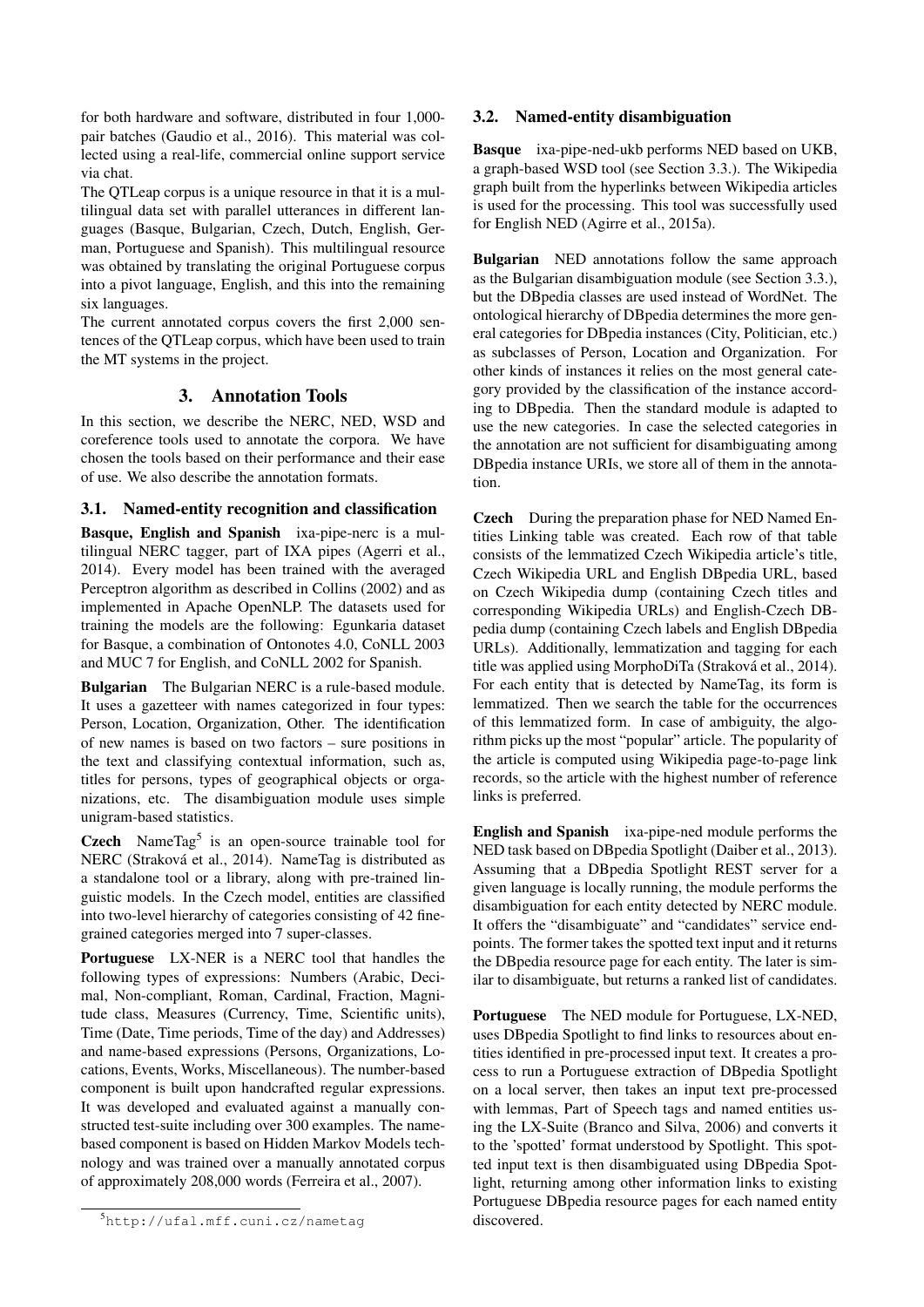for both hardware and software, distributed in four 1,000-pair batches (Gaudio et al., 2016). This material was collected using a real-life, commercial online support service via chat.

The QTLeap corpus is a unique resource in that it is a multilingual data set with parallel utterances in different languages (Basque, Bulgarian, Czech, Dutch, English, German, Portuguese and Spanish). This multilingual resource was obtained by translating the original Portuguese corpus into a pivot language, English, and this into the remaining six languages.

The current annotated corpus covers the first 2,000 sentences of the QTLeap corpus, which have been used to train the MT systems in the project.

## 3. Annotation Tools

In this section, we describe the NERC, NED, WSD and coreference tools used to annotate the corpora. We have chosen the tools based on their performance and their ease of use. We also describe the annotation formats.

### 3.1. Named-entity recognition and classification

**Basque, English and Spanish** ixa-pipe-nerc is a multilingual NERC tagger, part of IXA pipes (Agerri et al., 2014). Every model has been trained with the averaged Perceptron algorithm as described in Collins (2002) and as implemented in Apache OpenNLP. The datasets used for training the models are the following: Egunkaria dataset for Basque, a combination of Ontonotes 4.0, CoNLL 2003 and MUC 7 for English, and CoNLL 2002 for Spanish.

**Bulgarian** The Bulgarian NERC is a rule-based module. It uses a gazetteer with names categorized in four types: Person, Location, Organization, Other. The identification of new names is based on two factors – sure positions in the text and classifying contextual information, such as, titles for persons, types of geographical objects or organizations, etc. The disambiguation module uses simple unigram-based statistics.

**Czech** NameTag[5] is an open-source trainable tool for NERC (Straková et al., 2014). NameTag is distributed as a standalone tool or a library, along with pre-trained linguistic models. In the Czech model, entities are classified into two-level hierarchy of categories consisting of 42 fine-grained categories merged into 7 super-classes.

**Portuguese** LX-NER is a NERC tool that handles the following types of expressions: Numbers (Arabic, Decimal, Non-compliant, Roman, Cardinal, Fraction, Magnitude class, Measures (Currency, Time, Scientific units), Time (Date, Time periods, Time of the day) and Addresses) and name-based expressions (Persons, Organizations, Locations, Events, Works, Miscellaneous). The number-based component is built upon handcrafted regular expressions. It was developed and evaluated against a manually constructed test-suite including over 300 examples. The name-based component is based on Hidden Markov Models technology and was trained over a manually annotated corpus of approximately 208,000 words (Ferreira et al., 2007).

[5] http://ufal.mff.cuni.cz/nametag

### 3.2. Named-entity disambiguation

**Basque** ixa-pipe-ned-ukb performs NED based on UKB, a graph-based WSD tool (see Section 3.3.). The Wikipedia graph built from the hyperlinks between Wikipedia articles is used for the processing. This tool was successfully used for English NED (Agirre et al., 2015a).

**Bulgarian** NED annotations follow the same approach as the Bulgarian disambiguation module (see Section 3.3.), but the DBpedia classes are used instead of WordNet. The ontological hierarchy of DBpedia determines the more general categories for DBpedia instances (City, Politician, etc.) as subclasses of Person, Location and Organization. For other kinds of instances it relies on the most general category provided by the classification of the instance according to DBpedia. Then the standard module is adapted to use the new categories. In case the selected categories in the annotation are not sufficient for disambiguating among DBpedia instance URIs, we store all of them in the annotation.

**Czech** During the preparation phase for NED Named Entities Linking table was created. Each row of that table consists of the lemmatized Czech Wikipedia article's title, Czech Wikipedia URL and English DBpedia URL, based on Czech Wikipedia dump (containing Czech titles and corresponding Wikipedia URLs) and English-Czech DBpedia dump (containing Czech labels and English DBpedia URLs). Additionally, lemmatization and tagging for each title was applied using MorphoDiTa (Straková et al., 2014). For each entity that is detected by NameTag, its form is lemmatized. Then we search the table for the occurrences of this lemmatized form. In case of ambiguity, the algorithm picks up the most "popular" article. The popularity of the article is computed using Wikipedia page-to-page link records, so the article with the highest number of reference links is preferred.

**English and Spanish** ixa-pipe-ned module performs the NED task based on DBpedia Spotlight (Daiber et al., 2013). Assuming that a DBpedia Spotlight REST server for a given language is locally running, the module performs the disambiguation for each entity detected by NERC module. It offers the "disambiguate" and "candidates" service endpoints. The former takes the spotted text input and it returns the DBpedia resource page for each entity. The later is similar to disambiguate, but returns a ranked list of candidates.

**Portuguese** The NED module for Portuguese, LX-NED, uses DBpedia Spotlight to find links to resources about entities identified in pre-processed input text. It creates a process to run a Portuguese extraction of DBpedia Spotlight on a local server, then takes an input text pre-processed with lemmas, Part of Speech tags and named entities using the LX-Suite (Branco and Silva, 2006) and converts it to the 'spotted' format understood by Spotlight. This spotted input text is then disambiguated using DBpedia Spotlight, returning among other information links to existing Portuguese DBpedia resource pages for each named entity discovered.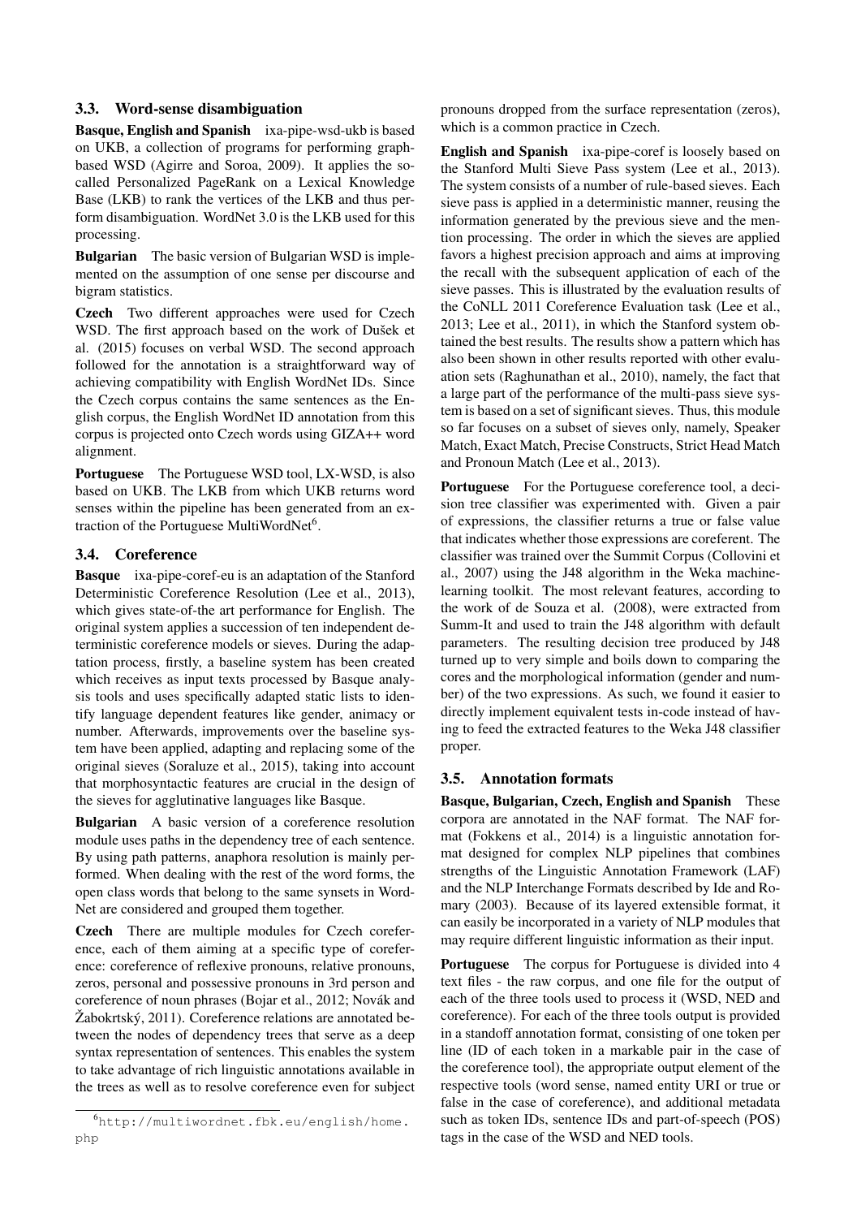### 3.3. Word-sense disambiguation

**Basque, English and Spanish** ixa-pipe-wsd-ukb is based on UKB, a collection of programs for performing graph-based WSD (Agirre and Soroa, 2009). It applies the so-called Personalized PageRank on a Lexical Knowledge Base (LKB) to rank the vertices of the LKB and thus perform disambiguation. WordNet 3.0 is the LKB used for this processing.

**Bulgarian** The basic version of Bulgarian WSD is implemented on the assumption of one sense per discourse and bigram statistics.

**Czech** Two different approaches were used for Czech WSD. The first approach based on the work of Dušek et al. (2015) focuses on verbal WSD. The second approach followed for the annotation is a straightforward way of achieving compatibility with English WordNet IDs. Since the Czech corpus contains the same sentences as the English corpus, the English WordNet ID annotation from this corpus is projected onto Czech words using GIZA++ word alignment.

**Portuguese** The Portuguese WSD tool, LX-WSD, is also based on UKB. The LKB from which UKB returns word senses within the pipeline has been generated from an extraction of the Portuguese MultiWordNet[6].

### 3.4. Coreference

**Basque** ixa-pipe-coref-eu is an adaptation of the Stanford Deterministic Coreference Resolution (Lee et al., 2013), which gives state-of-the art performance for English. The original system applies a succession of ten independent deterministic coreference models or sieves. During the adaptation process, firstly, a baseline system has been created which receives as input texts processed by Basque analysis tools and uses specifically adapted static lists to identify language dependent features like gender, animacy or number. Afterwards, improvements over the baseline system have been applied, adapting and replacing some of the original sieves (Soraluze et al., 2015), taking into account that morphosyntactic features are crucial in the design of the sieves for agglutinative languages like Basque.

**Bulgarian** A basic version of a coreference resolution module uses paths in the dependency tree of each sentence. By using path patterns, anaphora resolution is mainly performed. When dealing with the rest of the word forms, the open class words that belong to the same synsets in WordNet are considered and grouped them together.

**Czech** There are multiple modules for Czech coreference, each of them aiming at a specific type of coreference: coreference of reflexive pronouns, relative pronouns, zeros, personal and possessive pronouns in 3rd person and coreference of noun phrases (Bojar et al., 2012; Novák and Žabokrtský, 2011). Coreference relations are annotated between the nodes of dependency trees that serve as a deep syntax representation of sentences. This enables the system to take advantage of rich linguistic annotations available in the trees as well as to resolve coreference even for subject pronouns dropped from the surface representation (zeros), which is a common practice in Czech.

**English and Spanish** ixa-pipe-coref is loosely based on the Stanford Multi Sieve Pass system (Lee et al., 2013). The system consists of a number of rule-based sieves. Each sieve pass is applied in a deterministic manner, reusing the information generated by the previous sieve and the mention processing. The order in which the sieves are applied favors a highest precision approach and aims at improving the recall with the subsequent application of each of the sieve passes. This is illustrated by the evaluation results of the CoNLL 2011 Coreference Evaluation task (Lee et al., 2013; Lee et al., 2011), in which the Stanford system obtained the best results. The results show a pattern which has also been shown in other results reported with other evaluation sets (Raghunathan et al., 2010), namely, the fact that a large part of the performance of the multi-pass sieve system is based on a set of significant sieves. Thus, this module so far focuses on a subset of sieves only, namely, Speaker Match, Exact Match, Precise Constructs, Strict Head Match and Pronoun Match (Lee et al., 2013).

**Portuguese** For the Portuguese coreference tool, a decision tree classifier was experimented with. Given a pair of expressions, the classifier returns a true or false value that indicates whether those expressions are coreferent. The classifier was trained over the Summit Corpus (Collovini et al., 2007) using the J48 algorithm in the Weka machine-learning toolkit. The most relevant features, according to the work of de Souza et al. (2008), were extracted from Summ-It and used to train the J48 algorithm with default parameters. The resulting decision tree produced by J48 turned up to very simple and boils down to comparing the cores and the morphological information (gender and number) of the two expressions. As such, we found it easier to directly implement equivalent tests in-code instead of having to feed the extracted features to the Weka J48 classifier proper.

### 3.5. Annotation formats

**Basque, Bulgarian, Czech, English and Spanish** These corpora are annotated in the NAF format. The NAF format (Fokkens et al., 2014) is a linguistic annotation format designed for complex NLP pipelines that combines strengths of the Linguistic Annotation Framework (LAF) and the NLP Interchange Formats described by Ide and Romary (2003). Because of its layered extensible format, it can easily be incorporated in a variety of NLP modules that may require different linguistic information as their input.

**Portuguese** The corpus for Portuguese is divided into 4 text files - the raw corpus, and one file for the output of each of the three tools used to process it (WSD, NED and coreference). For each of the three tools output is provided in a standoff annotation format, consisting of one token per line (ID of each token in a markable pair in the case of the coreference tool), the appropriate output element of the respective tools (word sense, named entity URI or true or false in the case of coreference), and additional metadata such as token IDs, sentence IDs and part-of-speech (POS) tags in the case of the WSD and NED tools.

[6] http://multiwordnet.fbk.eu/english/home.php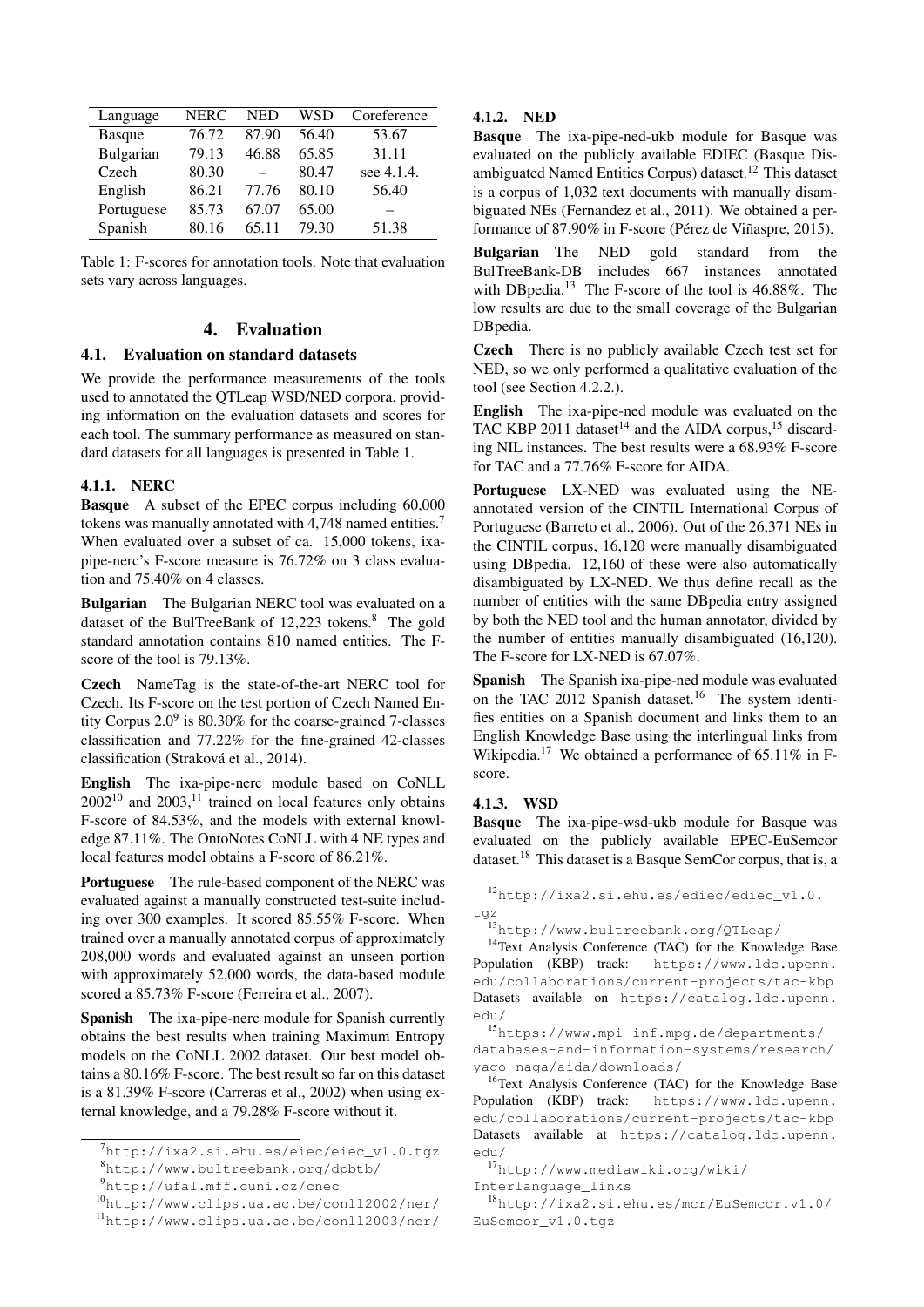| Language | NERC | NED | WSD | Coreference |
|---|---|---|---|---|
| Basque | 76.72 | 87.90 | 56.40 | 53.67 |
| Bulgarian | 79.13 | 46.88 | 65.85 | 31.11 |
| Czech | 80.30 | – | 80.47 | see 4.1.4. |
| English | 86.21 | 77.76 | 80.10 | 56.40 |
| Portuguese | 85.73 | 67.07 | 65.00 | – |
| Spanish | 80.16 | 65.11 | 79.30 | 51.38 |

Table 1: F-scores for annotation tools. Note that evaluation sets vary across languages.

## 4. Evaluation

### 4.1. Evaluation on standard datasets

We provide the performance measurements of the tools used to annotated the QTLeap WSD/NED corpora, providing information on the evaluation datasets and scores for each tool. The summary performance as measured on standard datasets for all languages is presented in Table 1.

#### 4.1.1. NERC

**Basque** A subset of the EPEC corpus including 60,000 tokens was manually annotated with 4,748 named entities.[7] When evaluated over a subset of ca. 15,000 tokens, ixa-pipe-nerc's F-score measure is 76.72% on 3 class evaluation and 75.40% on 4 classes.

**Bulgarian** The Bulgarian NERC tool was evaluated on a dataset of the BulTreeBank of 12,223 tokens.[8] The gold standard annotation contains 810 named entities. The F-score of the tool is 79.13%.

**Czech** NameTag is the state-of-the-art NERC tool for Czech. Its F-score on the test portion of Czech Named Entity Corpus 2.0[9] is 80.30% for the coarse-grained 7-classes classification and 77.22% for the fine-grained 42-classes classification (Straková et al., 2014).

**English** The ixa-pipe-nerc module based on CoNLL 2002[10] and 2003,[11] trained on local features only obtains F-score of 84.53%, and the models with external knowledge 87.11%. The OntoNotes CoNLL with 4 NE types and local features model obtains a F-score of 86.21%.

**Portuguese** The rule-based component of the NERC was evaluated against a manually constructed test-suite including over 300 examples. It scored 85.55% F-score. When trained over a manually annotated corpus of approximately 208,000 words and evaluated against an unseen portion with approximately 52,000 words, the data-based module scored a 85.73% F-score (Ferreira et al., 2007).

**Spanish** The ixa-pipe-nerc module for Spanish currently obtains the best results when training Maximum Entropy models on the CoNLL 2002 dataset. Our best model obtains a 80.16% F-score. The best result so far on this dataset is a 81.39% F-score (Carreras et al., 2002) when using external knowledge, and a 79.28% F-score without it.

#### 4.1.2. NED

**Basque** The ixa-pipe-ned-ukb module for Basque was evaluated on the publicly available EDIEC (Basque Disambiguated Named Entities Corpus) dataset.[12] This dataset is a corpus of 1,032 text documents with manually disambiguated NEs (Fernandez et al., 2011). We obtained a performance of 87.90% in F-score (Pérez de Viñaspre, 2015).

**Bulgarian** The NED gold standard from the BulTreeBank-DB includes 667 instances annotated with DBpedia.[13] The F-score of the tool is 46.88%. The low results are due to the small coverage of the Bulgarian DBpedia.

**Czech** There is no publicly available Czech test set for NED, so we only performed a qualitative evaluation of the tool (see Section 4.2.2.).

**English** The ixa-pipe-ned module was evaluated on the TAC KBP 2011 dataset[14] and the AIDA corpus,[15] discarding NIL instances. The best results were a 68.93% F-score for TAC and a 77.76% F-score for AIDA.

**Portuguese** LX-NED was evaluated using the NE-annotated version of the CINTIL International Corpus of Portuguese (Barreto et al., 2006). Out of the 26,371 NEs in the CINTIL corpus, 16,120 were manually disambiguated using DBpedia. 12,160 of these were also automatically disambiguated by LX-NED. We thus define recall as the number of entities with the same DBpedia entry assigned by both the NED tool and the human annotator, divided by the number of entities manually disambiguated (16,120). The F-score for LX-NED is 67.07%.

**Spanish** The Spanish ixa-pipe-ned module was evaluated on the TAC 2012 Spanish dataset.[16] The system identifies entities on a Spanish document and links them to an English Knowledge Base using the interlingual links from Wikipedia.[17] We obtained a performance of 65.11% in F-score.

#### 4.1.3. WSD

**Basque** The ixa-pipe-wsd-ukb module for Basque was evaluated on the publicly available EPEC-EuSemcor dataset.[18] This dataset is a Basque SemCor corpus, that is, a

---

[7] http://ixa2.si.ehu.es/eiec/eiec_v1.0.tgz

[8] http://www.bultreebank.org/dpbtb/

[9] http://ufal.mff.cuni.cz/cnec

[10] http://www.clips.ua.ac.be/conll2002/ner/

[11] http://www.clips.ua.ac.be/conll2003/ner/

[12] http://ixa2.si.ehu.es/ediec/ediec_v1.0.tgz

[13] http://www.bultreebank.org/QTLeap/

[14] Text Analysis Conference (TAC) for the Knowledge Base Population (KBP) track: https://www.ldc.upenn.edu/collaborations/current-projects/tac-kbp Datasets available on https://catalog.ldc.upenn.edu/

[15] https://www.mpi-inf.mpg.de/departments/databases-and-information-systems/research/yago-naga/aida/downloads/

[16] Text Analysis Conference (TAC) for the Knowledge Base Population (KBP) track: https://www.ldc.upenn.edu/collaborations/current-projects/tac-kbp Datasets available at https://catalog.ldc.upenn.edu/

[17] http://www.mediawiki.org/wiki/Interlanguage_links

[18] http://ixa2.si.ehu.es/mcr/EuSemcor.v1.0/EuSemcor_v1.0.tgz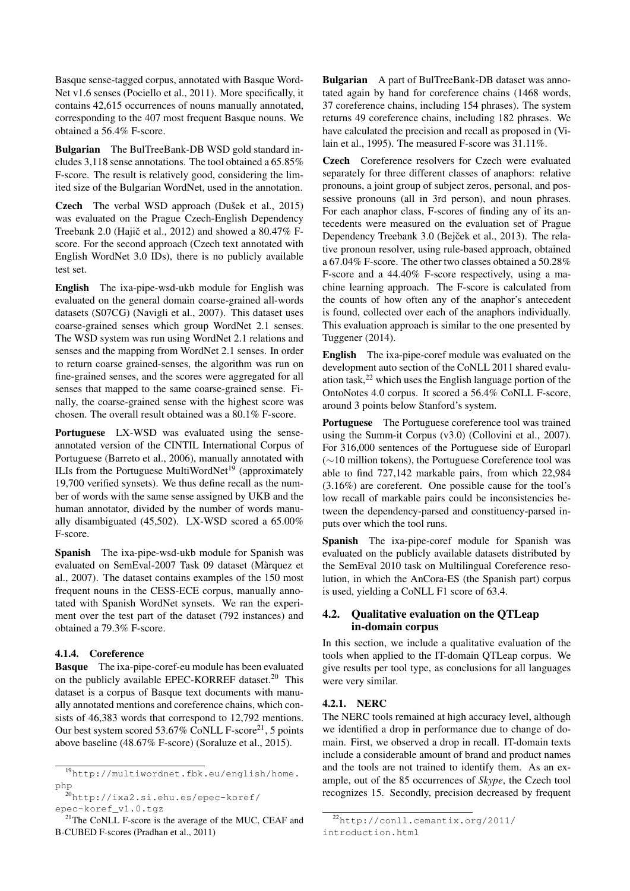Basque sense-tagged corpus, annotated with Basque WordNet v1.6 senses (Pociello et al., 2011). More specifically, it contains 42,615 occurrences of nouns manually annotated, corresponding to the 407 most frequent Basque nouns. We obtained a 56.4% F-score.

**Bulgarian** The BulTreeBank-DB WSD gold standard includes 3,118 sense annotations. The tool obtained a 65.85% F-score. The result is relatively good, considering the limited size of the Bulgarian WordNet, used in the annotation.

**Czech** The verbal WSD approach (Dušek et al., 2015) was evaluated on the Prague Czech-English Dependency Treebank 2.0 (Hajič et al., 2012) and showed a 80.47% F-score. For the second approach (Czech text annotated with English WordNet 3.0 IDs), there is no publicly available test set.

**English** The ixa-pipe-wsd-ukb module for English was evaluated on the general domain coarse-grained all-words datasets (S07CG) (Navigli et al., 2007). This dataset uses coarse-grained senses which group WordNet 2.1 senses. The WSD system was run using WordNet 2.1 relations and senses and the mapping from WordNet 2.1 senses. In order to return coarse grained-senses, the algorithm was run on fine-grained senses, and the scores were aggregated for all senses that mapped to the same coarse-grained sense. Finally, the coarse-grained sense with the highest score was chosen. The overall result obtained was a 80.1% F-score.

**Portuguese** LX-WSD was evaluated using the sense-annotated version of the CINTIL International Corpus of Portuguese (Barreto et al., 2006), manually annotated with ILIs from the Portuguese MultiWordNet[19] (approximately 19,700 verified synsets). We thus define recall as the number of words with the same sense assigned by UKB and the human annotator, divided by the number of words manually disambiguated (45,502). LX-WSD scored a 65.00% F-score.

**Spanish** The ixa-pipe-wsd-ukb module for Spanish was evaluated on SemEval-2007 Task 09 dataset (Màrquez et al., 2007). The dataset contains examples of the 150 most frequent nouns in the CESS-ECE corpus, manually annotated with Spanish WordNet synsets. We ran the experiment over the test part of the dataset (792 instances) and obtained a 79.3% F-score.

#### 4.1.4. Coreference

**Basque** The ixa-pipe-coref-eu module has been evaluated on the publicly available EPEC-KORREF dataset.[20] This dataset is a corpus of Basque text documents with manually annotated mentions and coreference chains, which consists of 46,383 words that correspond to 12,792 mentions. Our best system scored 53.67% CoNLL F-score[21], 5 points above baseline (48.67% F-score) (Soraluze et al., 2015).

**Bulgarian** A part of BulTreeBank-DB dataset was annotated again by hand for coreference chains (1468 words, 37 coreference chains, including 154 phrases). The system returns 49 coreference chains, including 182 phrases. We have calculated the precision and recall as proposed in (Vilain et al., 1995). The measured F-score was 31.11%.

**Czech** Coreference resolvers for Czech were evaluated separately for three different classes of anaphors: relative pronouns, a joint group of subject zeros, personal, and possessive pronouns (all in 3rd person), and noun phrases. For each anaphor class, F-scores of finding any of its antecedents were measured on the evaluation set of Prague Dependency Treebank 3.0 (Bejček et al., 2013). The relative pronoun resolver, using rule-based approach, obtained a 67.04% F-score. The other two classes obtained a 50.28% F-score and a 44.40% F-score respectively, using a machine learning approach. The F-score is calculated from the counts of how often any of the anaphor's antecedent is found, collected over each of the anaphors individually. This evaluation approach is similar to the one presented by Tuggener (2014).

**English** The ixa-pipe-coref module was evaluated on the development auto section of the CoNLL 2011 shared evaluation task,[22] which uses the English language portion of the OntoNotes 4.0 corpus. It scored a 56.4% CoNLL F-score, around 3 points below Stanford's system.

**Portuguese** The Portuguese coreference tool was trained using the Summ-it Corpus (v3.0) (Collovini et al., 2007). For 316,000 sentences of the Portuguese side of Europarl (∼10 million tokens), the Portuguese Coreference tool was able to find 727,142 markable pairs, from which 22,984 (3.16%) are coreferent. One possible cause for the tool's low recall of markable pairs could be inconsistencies between the dependency-parsed and constituency-parsed inputs over which the tool runs.

**Spanish** The ixa-pipe-coref module for Spanish was evaluated on the publicly available datasets distributed by the SemEval 2010 task on Multilingual Coreference resolution, in which the AnCora-ES (the Spanish part) corpus is used, yielding a CoNLL F1 score of 63.4.

### 4.2. Qualitative evaluation on the QTLeap in-domain corpus

In this section, we include a qualitative evaluation of the tools when applied to the IT-domain QTLeap corpus. We give results per tool type, as conclusions for all languages were very similar.

#### 4.2.1. NERC

The NERC tools remained at high accuracy level, although we identified a drop in performance due to change of domain. First, we observed a drop in recall. IT-domain texts include a considerable amount of brand and product names and the tools are not trained to identify them. As an example, out of the 85 occurrences of *Skype*, the Czech tool recognizes 15. Secondly, precision decreased by frequent

---

[19] http://multiwordnet.fbk.eu/english/home.php

[20] http://ixa2.si.ehu.es/epec-koref/epec-koref_v1.0.tgz

[21] The CoNLL F-score is the average of the MUC, CEAF and B-CUBED F-scores (Pradhan et al., 2011)

[22] http://conll.cemantix.org/2011/introduction.html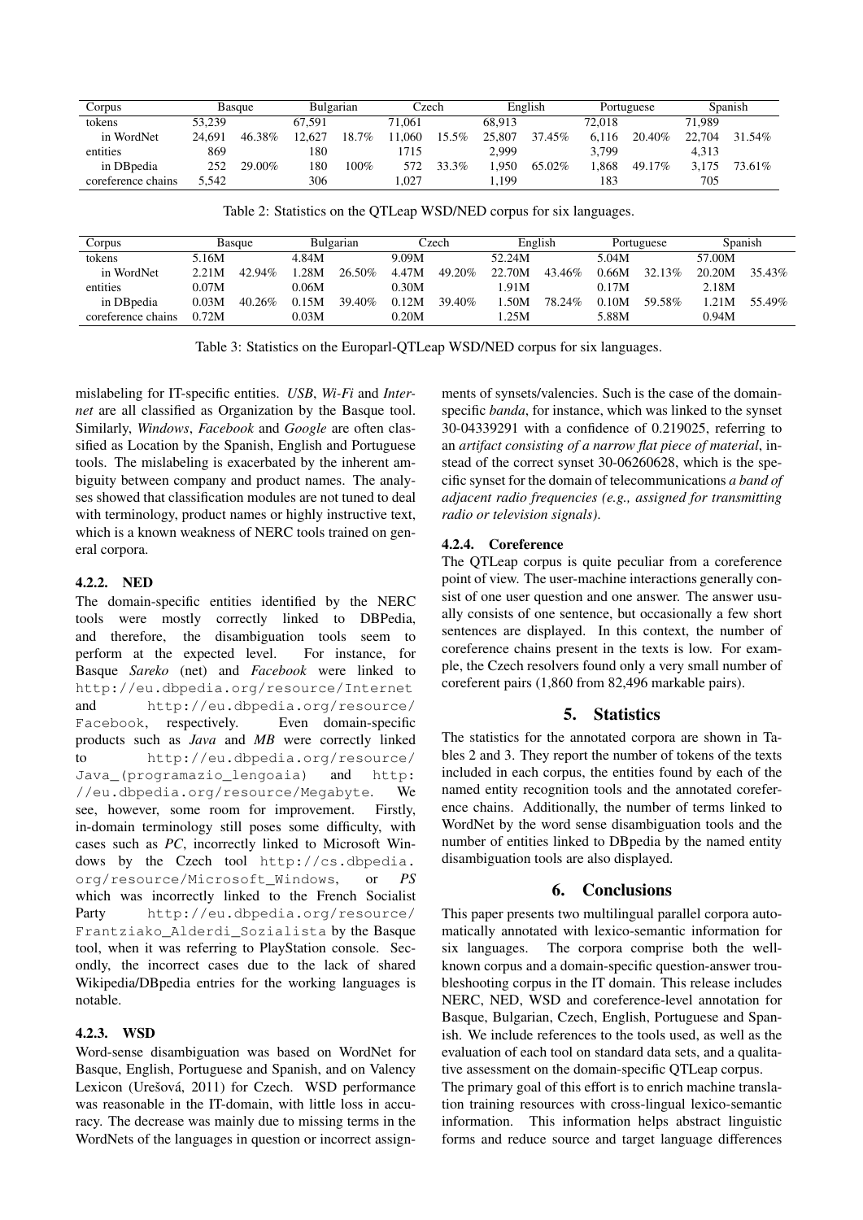| Corpus | Basque | | Bulgarian | | Czech | | English | | Portuguese | | Spanish | |
|---|---|---|---|---|---|---|---|---|---|---|---|---|
| tokens | 53,239 | | 67,591 | | 71,061 | | 68,913 | | 72,018 | | 71,989 | |
| in WordNet | 24,691 | 46.38% | 12,627 | 18.7% | 11,060 | 15.5% | 25,807 | 37.45% | 6,116 | 20.40% | 22,704 | 31.54% |
| entities | 869 | | 180 | | 1715 | | 2,999 | | 3,799 | | 4,313 | |
| in DBpedia | 252 | 29.00% | 180 | 100% | 572 | 33.3% | 1,950 | 65.02% | 1,868 | 49.17% | 3,175 | 73.61% |
| coreference chains | 5,542 | | 306 | | 1,027 | | 1,199 | | 183 | | 705 | |

Table 2: Statistics on the QTLeap WSD/NED corpus for six languages.

| Corpus | Basque | | Bulgarian | | Czech | | English | | Portuguese | | Spanish | |
|---|---|---|---|---|---|---|---|---|---|---|---|---|
| tokens | 5.16M | | 4.84M | | 9.09M | | 52.24M | | 5.04M | | 57.00M | |
| in WordNet | 2.21M | 42.94% | 1.28M | 26.50% | 4.47M | 49.20% | 22.70M | 43.46% | 0.66M | 32.13% | 20.20M | 35.43% |
| entities | 0.07M | | 0.06M | | 0.30M | | 1.91M | | 0.17M | | 2.18M | |
| in DBpedia | 0.03M | 40.26% | 0.15M | 39.40% | 0.12M | 39.40% | 1.50M | 78.24% | 0.10M | 59.58% | 1.21M | 55.49% |
| coreference chains | 0.72M | | 0.03M | | 0.20M | | 1.25M | | 5.88M | | 0.94M | |

Table 3: Statistics on the Europarl-QTLeap WSD/NED corpus for six languages.

mislabeling for IT-specific entities. *USB*, *Wi-Fi* and *Internet* are all classified as Organization by the Basque tool. Similarly, *Windows*, *Facebook* and *Google* are often classified as Location by the Spanish, English and Portuguese tools. The mislabeling is exacerbated by the inherent ambiguity between company and product names. The analyses showed that classification modules are not tuned to deal with terminology, product names or highly instructive text, which is a known weakness of NERC tools trained on general corpora.

#### 4.2.2. NED

The domain-specific entities identified by the NERC tools were mostly correctly linked to DBPedia, and therefore, the disambiguation tools seem to perform at the expected level. For instance, for Basque *Sareko* (net) and *Facebook* were linked to http://eu.dbpedia.org/resource/Internet and http://eu.dbpedia.org/resource/Facebook, respectively. Even domain-specific products such as *Java* and *MB* were correctly linked to http://eu.dbpedia.org/resource/Java_(programazio_lengoaia) and http://eu.dbpedia.org/resource/Megabyte. We see, however, some room for improvement. Firstly, in-domain terminology still poses some difficulty, with cases such as *PC*, incorrectly linked to Microsoft Windows by the Czech tool http://cs.dbpedia.org/resource/Microsoft_Windows, or *PS* which was incorrectly linked to the French Socialist Party http://eu.dbpedia.org/resource/Frantziako_Alderdi_Sozialista by the Basque tool, when it was referring to PlayStation console. Secondly, the incorrect cases due to the lack of shared Wikipedia/DBpedia entries for the working languages is notable.

#### 4.2.3. WSD

Word-sense disambiguation was based on WordNet for Basque, English, Portuguese and Spanish, and on Valency Lexicon (Urešová, 2011) for Czech. WSD performance was reasonable in the IT-domain, with little loss in accuracy. The decrease was mainly due to missing terms in the WordNets of the languages in question or incorrect assignments of synsets/valencies. Such is the case of the domain-specific *banda*, for instance, which was linked to the synset 30-04339291 with a confidence of 0.219025, referring to an *artifact consisting of a narrow flat piece of material*, instead of the correct synset 30-06260628, which is the specific synset for the domain of telecommunications *a band of adjacent radio frequencies (e.g., assigned for transmitting radio or television signals)*.

#### 4.2.4. Coreference

The QTLeap corpus is quite peculiar from a coreference point of view. The user-machine interactions generally consist of one user question and one answer. The answer usually consists of one sentence, but occasionally a few short sentences are displayed. In this context, the number of coreference chains present in the texts is low. For example, the Czech resolvers found only a very small number of coreferent pairs (1,860 from 82,496 markable pairs).

## 5. Statistics

The statistics for the annotated corpora are shown in Tables 2 and 3. They report the number of tokens of the texts included in each corpus, the entities found by each of the named entity recognition tools and the annotated coreference chains. Additionally, the number of terms linked to WordNet by the word sense disambiguation tools and the number of entities linked to DBpedia by the named entity disambiguation tools are also displayed.

## 6. Conclusions

This paper presents two multilingual parallel corpora automatically annotated with lexico-semantic information for six languages. The corpora comprise both the well-known corpus and a domain-specific question-answer troubleshooting corpus in the IT domain. This release includes NERC, NED, WSD and coreference-level annotation for Basque, Bulgarian, Czech, English, Portuguese and Spanish. We include references to the tools used, as well as the evaluation of each tool on standard data sets, and a qualitative assessment on the domain-specific QTLeap corpus.

The primary goal of this effort is to enrich machine translation training resources with cross-lingual lexico-semantic information. This information helps abstract linguistic forms and reduce source and target language differences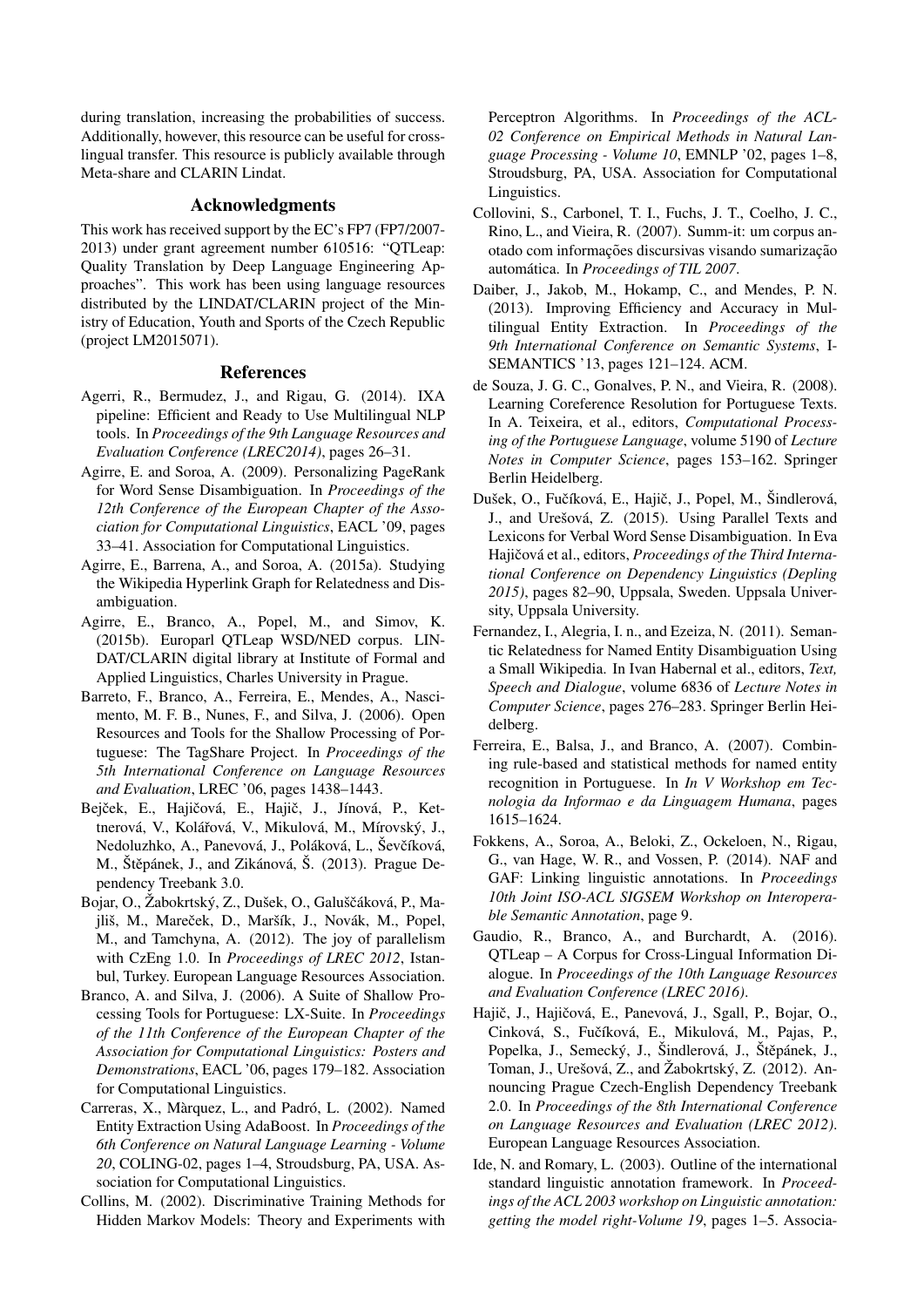during translation, increasing the probabilities of success. Additionally, however, this resource can be useful for cross-lingual transfer. This resource is publicly available through Meta-share and CLARIN Lindat.

## Acknowledgments

This work has received support by the EC's FP7 (FP7/2007-2013) under grant agreement number 610516: "QTLeap: Quality Translation by Deep Language Engineering Approaches". This work has been using language resources distributed by the LINDAT/CLARIN project of the Ministry of Education, Youth and Sports of the Czech Republic (project LM2015071).

## References

Agerri, R., Bermudez, J., and Rigau, G. (2014). IXA pipeline: Efficient and Ready to Use Multilingual NLP tools. In *Proceedings of the 9th Language Resources and Evaluation Conference (LREC2014)*, pages 26–31.

Agirre, E. and Soroa, A. (2009). Personalizing PageRank for Word Sense Disambiguation. In *Proceedings of the 12th Conference of the European Chapter of the Association for Computational Linguistics*, EACL '09, pages 33–41. Association for Computational Linguistics.

Agirre, E., Barrena, A., and Soroa, A. (2015a). Studying the Wikipedia Hyperlink Graph for Relatedness and Disambiguation.

Agirre, E., Branco, A., Popel, M., and Simov, K. (2015b). Europarl QTLeap WSD/NED corpus. LINDAT/CLARIN digital library at Institute of Formal and Applied Linguistics, Charles University in Prague.

Barreto, F., Branco, A., Ferreira, E., Mendes, A., Nascimento, M. F. B., Nunes, F., and Silva, J. (2006). Open Resources and Tools for the Shallow Processing of Portuguese: The TagShare Project. In *Proceedings of the 5th International Conference on Language Resources and Evaluation*, LREC '06, pages 1438–1443.

Bejček, E., Hajičová, E., Hajič, J., Jínová, P., Kettnerová, V., Kolářová, V., Mikulová, M., Mírovský, J., Nedoluzhko, A., Panevová, J., Poláková, L., Ševčíková, M., Štěpánek, J., and Zikánová, Š. (2013). Prague Dependency Treebank 3.0.

Bojar, O., Žabokrtský, Z., Dušek, O., Galuščáková, P., Majliš, M., Mareček, D., Maršík, J., Novák, M., Popel, M., and Tamchyna, A. (2012). The joy of parallelism with CzEng 1.0. In *Proceedings of LREC 2012*, Istanbul, Turkey. European Language Resources Association.

Branco, A. and Silva, J. (2006). A Suite of Shallow Processing Tools for Portuguese: LX-Suite. In *Proceedings of the 11th Conference of the European Chapter of the Association for Computational Linguistics: Posters and Demonstrations*, EACL '06, pages 179–182. Association for Computational Linguistics.

Carreras, X., Màrquez, L., and Padró, L. (2002). Named Entity Extraction Using AdaBoost. In *Proceedings of the 6th Conference on Natural Language Learning - Volume 20*, COLING-02, pages 1–4, Stroudsburg, PA, USA. Association for Computational Linguistics.

Collins, M. (2002). Discriminative Training Methods for Hidden Markov Models: Theory and Experiments with Perceptron Algorithms. In *Proceedings of the ACL-02 Conference on Empirical Methods in Natural Language Processing - Volume 10*, EMNLP '02, pages 1–8, Stroudsburg, PA, USA. Association for Computational Linguistics.

Collovini, S., Carbonel, T. I., Fuchs, J. T., Coelho, J. C., Rino, L., and Vieira, R. (2007). Summ-it: um corpus anotado com informações discursivas visando sumarização automática. In *Proceedings of TIL 2007*.

Daiber, J., Jakob, M., Hokamp, C., and Mendes, P. N. (2013). Improving Efficiency and Accuracy in Multilingual Entity Extraction. In *Proceedings of the 9th International Conference on Semantic Systems*, I-SEMANTICS '13, pages 121–124. ACM.

de Souza, J. G. C., Gonalves, P. N., and Vieira, R. (2008). Learning Coreference Resolution for Portuguese Texts. In A. Teixeira, et al., editors, *Computational Processing of the Portuguese Language*, volume 5190 of *Lecture Notes in Computer Science*, pages 153–162. Springer Berlin Heidelberg.

Dušek, O., Fučíková, E., Hajič, J., Popel, M., Šindlerová, J., and Urešová, Z. (2015). Using Parallel Texts and Lexicons for Verbal Word Sense Disambiguation. In Eva Hajičová et al., editors, *Proceedings of the Third International Conference on Dependency Linguistics (Depling 2015)*, pages 82–90, Uppsala, Sweden. Uppsala University, Uppsala University.

Fernandez, I., Alegria, I. n., and Ezeiza, N. (2011). Semantic Relatedness for Named Entity Disambiguation Using a Small Wikipedia. In Ivan Habernal et al., editors, *Text, Speech and Dialogue*, volume 6836 of *Lecture Notes in Computer Science*, pages 276–283. Springer Berlin Heidelberg.

Ferreira, E., Balsa, J., and Branco, A. (2007). Combining rule-based and statistical methods for named entity recognition in Portuguese. In *In V Workshop em Tecnologia da Informao e da Linguagem Humana*, pages 1615–1624.

Fokkens, A., Soroa, A., Beloki, Z., Ockeloen, N., Rigau, G., van Hage, W. R., and Vossen, P. (2014). NAF and GAF: Linking linguistic annotations. In *Proceedings 10th Joint ISO-ACL SIGSEM Workshop on Interoperable Semantic Annotation*, page 9.

Gaudio, R., Branco, A., and Burchardt, A. (2016). QTLeap – A Corpus for Cross-Lingual Information Dialogue. In *Proceedings of the 10th Language Resources and Evaluation Conference (LREC 2016)*.

Hajič, J., Hajičová, E., Panevová, J., Sgall, P., Bojar, O., Cinková, S., Fučíková, E., Mikulová, M., Pajas, P., Popelka, J., Semecký, J., Šindlerová, J., Štěpánek, J., Toman, J., Urešová, Z., and Žabokrtský, Z. (2012). Announcing Prague Czech-English Dependency Treebank 2.0. In *Proceedings of the 8th International Conference on Language Resources and Evaluation (LREC 2012)*. European Language Resources Association.

Ide, N. and Romary, L. (2003). Outline of the international standard linguistic annotation framework. In *Proceedings of the ACL 2003 workshop on Linguistic annotation: getting the model right-Volume 19*, pages 1–5. Associa-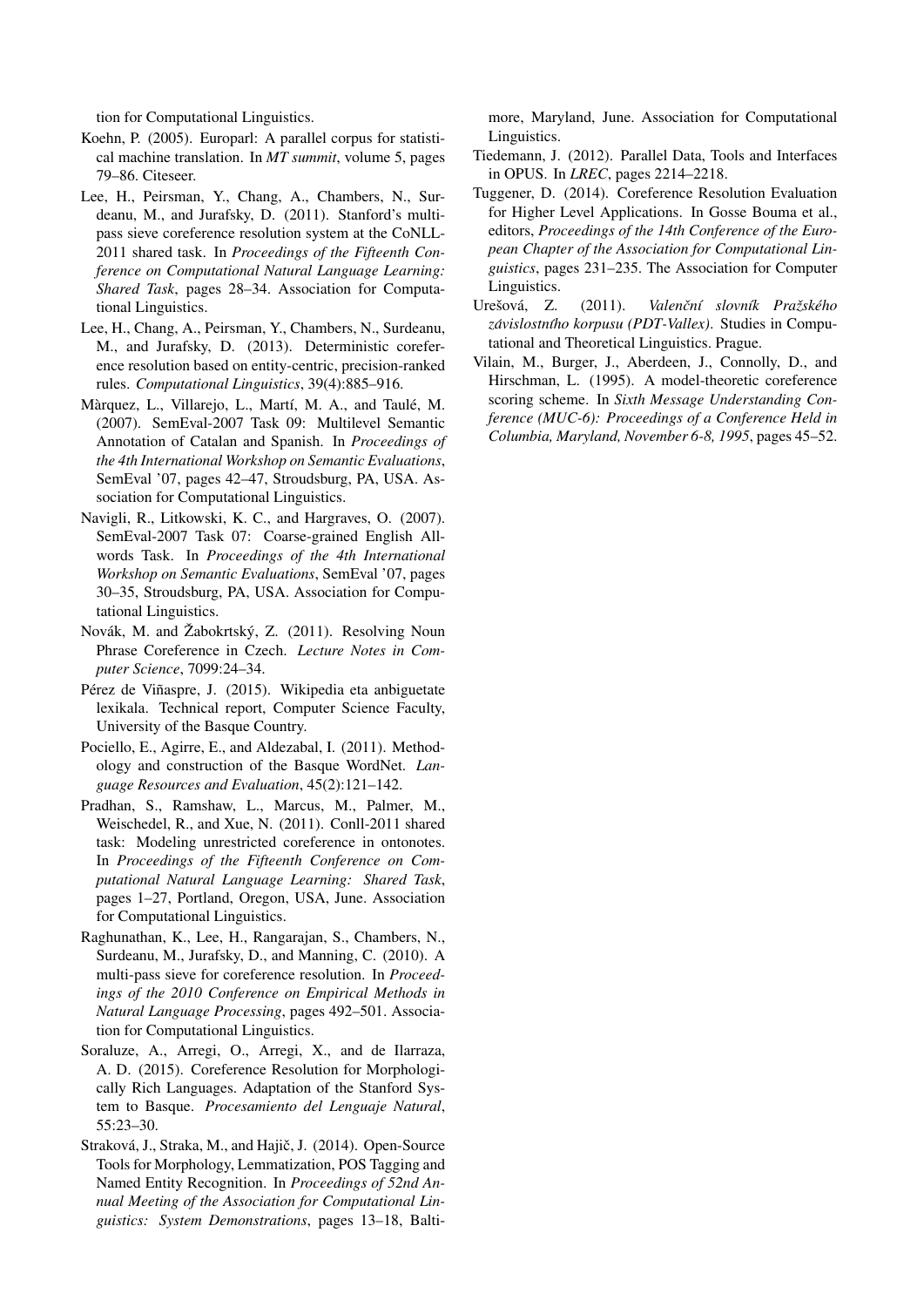tion for Computational Linguistics.

Koehn, P. (2005). Europarl: A parallel corpus for statistical machine translation. In *MT summit*, volume 5, pages 79–86. Citeseer.

Lee, H., Peirsman, Y., Chang, A., Chambers, N., Surdeanu, M., and Jurafsky, D. (2011). Stanford's multi-pass sieve coreference resolution system at the CoNLL-2011 shared task. In *Proceedings of the Fifteenth Conference on Computational Natural Language Learning: Shared Task*, pages 28–34. Association for Computational Linguistics.

Lee, H., Chang, A., Peirsman, Y., Chambers, N., Surdeanu, M., and Jurafsky, D. (2013). Deterministic coreference resolution based on entity-centric, precision-ranked rules. *Computational Linguistics*, 39(4):885–916.

Màrquez, L., Villarejo, L., Martí, M. A., and Taulé, M. (2007). SemEval-2007 Task 09: Multilevel Semantic Annotation of Catalan and Spanish. In *Proceedings of the 4th International Workshop on Semantic Evaluations*, SemEval '07, pages 42–47, Stroudsburg, PA, USA. Association for Computational Linguistics.

Navigli, R., Litkowski, K. C., and Hargraves, O. (2007). SemEval-2007 Task 07: Coarse-grained English All-words Task. In *Proceedings of the 4th International Workshop on Semantic Evaluations*, SemEval '07, pages 30–35, Stroudsburg, PA, USA. Association for Computational Linguistics.

Novák, M. and Žabokrtský, Z. (2011). Resolving Noun Phrase Coreference in Czech. *Lecture Notes in Computer Science*, 7099:24–34.

Pérez de Viñaspre, J. (2015). Wikipedia eta anbiguetate lexikala. Technical report, Computer Science Faculty, University of the Basque Country.

Pociello, E., Agirre, E., and Aldezabal, I. (2011). Methodology and construction of the Basque WordNet. *Language Resources and Evaluation*, 45(2):121–142.

Pradhan, S., Ramshaw, L., Marcus, M., Palmer, M., Weischedel, R., and Xue, N. (2011). Conll-2011 shared task: Modeling unrestricted coreference in ontonotes. In *Proceedings of the Fifteenth Conference on Computational Natural Language Learning: Shared Task*, pages 1–27, Portland, Oregon, USA, June. Association for Computational Linguistics.

Raghunathan, K., Lee, H., Rangarajan, S., Chambers, N., Surdeanu, M., Jurafsky, D., and Manning, C. (2010). A multi-pass sieve for coreference resolution. In *Proceedings of the 2010 Conference on Empirical Methods in Natural Language Processing*, pages 492–501. Association for Computational Linguistics.

Soraluze, A., Arregi, O., Arregi, X., and de Ilarraza, A. D. (2015). Coreference Resolution for Morphologically Rich Languages. Adaptation of the Stanford System to Basque. *Procesamiento del Lenguaje Natural*, 55:23–30.

Straková, J., Straka, M., and Hajič, J. (2014). Open-Source Tools for Morphology, Lemmatization, POS Tagging and Named Entity Recognition. In *Proceedings of 52nd Annual Meeting of the Association for Computational Linguistics: System Demonstrations*, pages 13–18, Baltimore, Maryland, June. Association for Computational Linguistics.

Tiedemann, J. (2012). Parallel Data, Tools and Interfaces in OPUS. In *LREC*, pages 2214–2218.

Tuggener, D. (2014). Coreference Resolution Evaluation for Higher Level Applications. In Gosse Bouma et al., editors, *Proceedings of the 14th Conference of the European Chapter of the Association for Computational Linguistics*, pages 231–235. The Association for Computer Linguistics.

Urešová, Z. (2011). *Valenční slovník Pražského závislostního korpusu (PDT-Vallex)*. Studies in Computational and Theoretical Linguistics. Prague.

Vilain, M., Burger, J., Aberdeen, J., Connolly, D., and Hirschman, L. (1995). A model-theoretic coreference scoring scheme. In *Sixth Message Understanding Conference (MUC-6): Proceedings of a Conference Held in Columbia, Maryland, November 6-8, 1995*, pages 45–52.